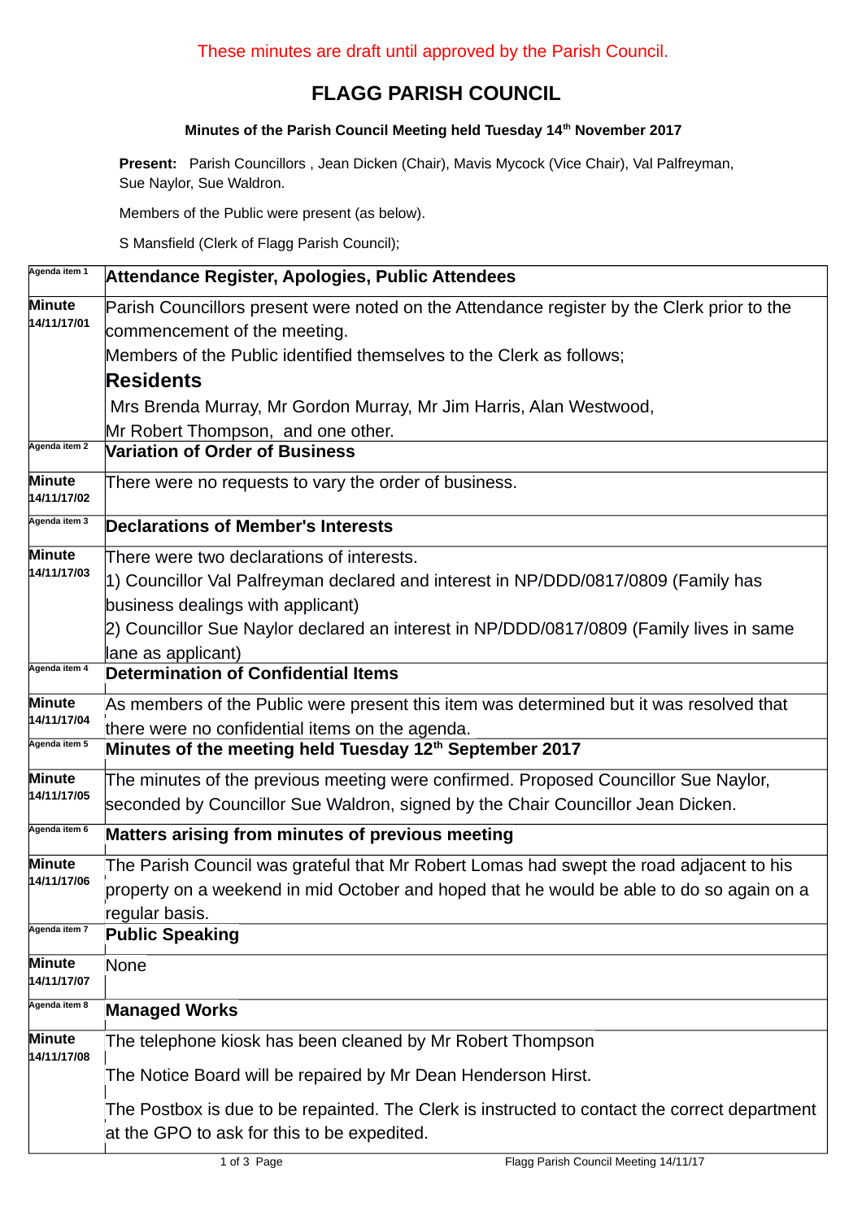These minutes are draft until approved by the Parish Council.

# FLAGG PARISH COUNCIL

**Minutes of the Parish Council Meeting held Tuesday 14th November 2017**

**Present:** Parish Councillors , Jean Dicken (Chair), Mavis Mycock (Vice Chair), Val Palfreyman, Sue Naylor, Sue Waldron.

Members of the Public were present (as below).

S Mansfield (Clerk of Flagg Parish Council);

| | |
|---|---|
| Agenda item 1 | **Attendance Register, Apologies, Public Attendees** |
| **Minute 14/11/17/01** | Parish Councillors present were noted on the Attendance register by the Clerk prior to the commencement of the meeting.<br>Members of the Public identified themselves to the Clerk as follows;<br>**Residents**<br>Mrs Brenda Murray, Mr Gordon Murray, Mr Jim Harris, Alan Westwood,<br>Mr Robert Thompson, and one other. |
| Agenda item 2 | **Variation of Order of Business** |
| **Minute 14/11/17/02** | There were no requests to vary the order of business. |
| Agenda item 3 | **Declarations of Member's Interests** |
| **Minute 14/11/17/03** | There were two declarations of interests.<br>1) Councillor Val Palfreyman declared and interest in NP/DDD/0817/0809 (Family has business dealings with applicant)<br>2) Councillor Sue Naylor declared an interest in NP/DDD/0817/0809 (Family lives in same lane as applicant) |
| Agenda item 4 | **Determination of Confidential Items** |
| **Minute 14/11/17/04** | As members of the Public were present this item was determined but it was resolved that there were no confidential items on the agenda. |
| Agenda item 5 | **Minutes of the meeting held Tuesday 12th September 2017** |
| **Minute 14/11/17/05** | The minutes of the previous meeting were confirmed. Proposed Councillor Sue Naylor, seconded by Councillor Sue Waldron, signed by the Chair Councillor Jean Dicken. |
| Agenda item 6 | **Matters arising from minutes of previous meeting** |
| **Minute 14/11/17/06** | The Parish Council was grateful that Mr Robert Lomas had swept the road adjacent to his property on a weekend in mid October and hoped that he would be able to do so again on a regular basis. |
| Agenda item 7 | **Public Speaking** |
| **Minute 14/11/17/07** | None |
| Agenda item 8 | **Managed Works** |
| **Minute 14/11/17/08** | The telephone kiosk has been cleaned by Mr Robert Thompson<br>The Notice Board will be repaired by Mr Dean Henderson Hirst.<br>The Postbox is due to be repainted. The Clerk is instructed to contact the correct department at the GPO to ask for this to be expedited. |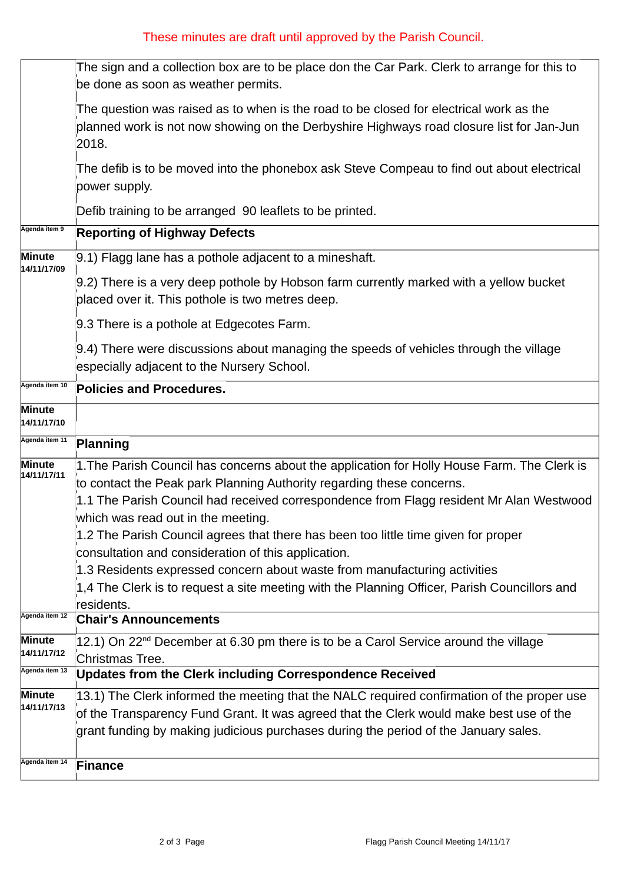These minutes are draft until approved by the Parish Council.

| | |
|---|---|
| | The sign and a collection box are to be place don the Car Park. Clerk to arrange for this to be done as soon as weather permits.<br><br>The question was raised as to when is the road to be closed for electrical work as the planned work is not now showing on the Derbyshire Highways road closure list for Jan-Jun 2018.<br><br>The defib is to be moved into the phonebox ask Steve Compeau to find out about electrical power supply.<br><br>Defib training to be arranged 90 leaflets to be printed. |
| Agenda item 9 | **Reporting of Highway Defects** |
| **Minute 14/11/17/09** | 9.1) Flagg lane has a pothole adjacent to a mineshaft.<br><br>9.2) There is a very deep pothole by Hobson farm currently marked with a yellow bucket placed over it. This pothole is two metres deep.<br><br>9.3 There is a pothole at Edgecotes Farm.<br><br>9.4) There were discussions about managing the speeds of vehicles through the village especially adjacent to the Nursery School. |
| Agenda item 10 | **Policies and Procedures.** |
| **Minute 14/11/17/10** | |
| Agenda item 11 | **Planning** |
| **Minute 14/11/17/11** | 1.The Parish Council has concerns about the application for Holly House Farm. The Clerk is to contact the Peak park Planning Authority regarding these concerns.<br>1.1 The Parish Council had received correspondence from Flagg resident Mr Alan Westwood which was read out in the meeting.<br>1.2 The Parish Council agrees that there has been too little time given for proper consultation and consideration of this application.<br>1.3 Residents expressed concern about waste from manufacturing activities<br>1,4 The Clerk is to request a site meeting with the Planning Officer, Parish Councillors and residents. |
| Agenda item 12 | **Chair's Announcements** |
| **Minute 14/11/17/12** | 12.1) On 22nd December at 6.30 pm there is to be a Carol Service around the village Christmas Tree. |
| Agenda item 13 | **Updates from the Clerk including Correspondence Received** |
| **Minute 14/11/17/13** | 13.1) The Clerk informed the meeting that the NALC required confirmation of the proper use of the Transparency Fund Grant. It was agreed that the Clerk would make best use of the grant funding by making judicious purchases during the period of the January sales. |
| Agenda item 14 | **Finance** |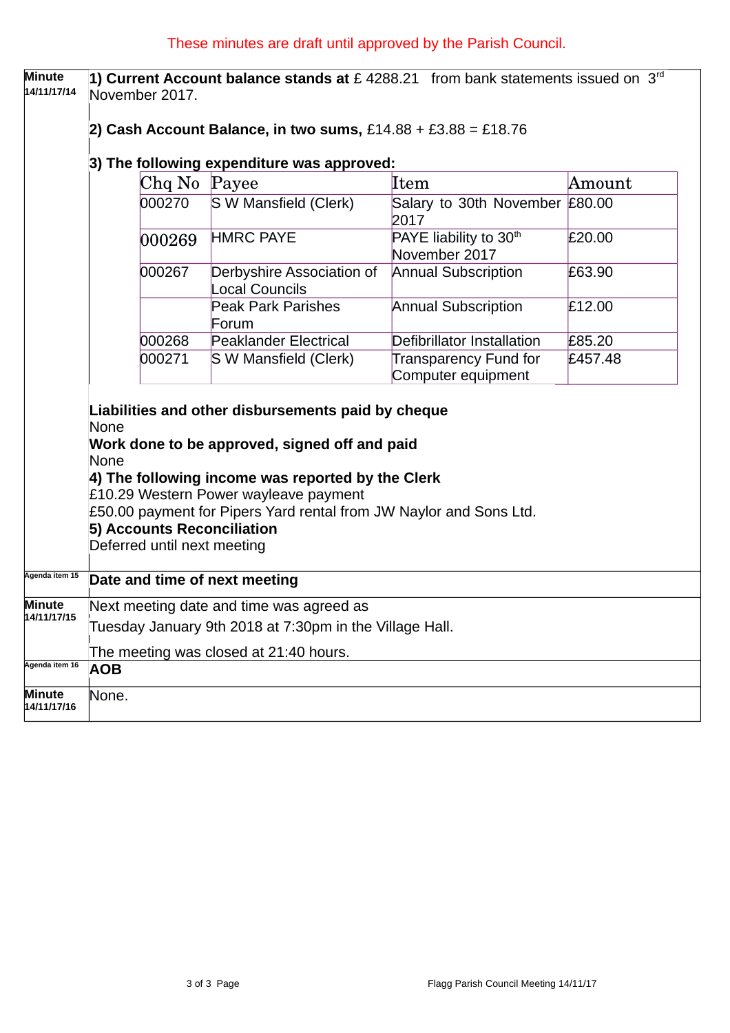These minutes are draft until approved by the Parish Council.

**Minute 14/11/17/14**

**1) Current Account balance stands at** £ 4288.21 from bank statements issued on 3rd November 2017.

**2) Cash Account Balance, in two sums,** £14.88 + £3.88 = £18.76

**3) The following expenditure was approved:**

| Chq No | Payee | Item | Amount |
|---|---|---|---|
| 000270 | S W Mansfield (Clerk) | Salary to 30th November 2017 | £80.00 |
| 000269 | HMRC PAYE | PAYE liability to 30th November 2017 | £20.00 |
| 000267 | Derbyshire Association of Local Councils | Annual Subscription | £63.90 |
| | Peak Park Parishes Forum | Annual Subscription | £12.00 |
| 000268 | Peaklander Electrical | Defibrillator Installation | £85.20 |
| 000271 | S W Mansfield (Clerk) | Transparency Fund for Computer equipment | £457.48 |

**Liabilities and other disbursements paid by cheque**
None

**Work done to be approved, signed off and paid**
None

**4) The following income was reported by the Clerk**
£10.29 Western Power wayleave payment
£50.00 payment for Pipers Yard rental from JW Naylor and Sons Ltd.

**5) Accounts Reconciliation**
Deferred until next meeting

**Agenda item 15** **Date and time of next meeting**

**Minute 14/11/17/15**

Next meeting date and time was agreed as
Tuesday January 9th 2018 at 7:30pm in the Village Hall.

The meeting was closed at 21:40 hours.

**Agenda item 16** **AOB**

**Minute 14/11/17/16**

None.